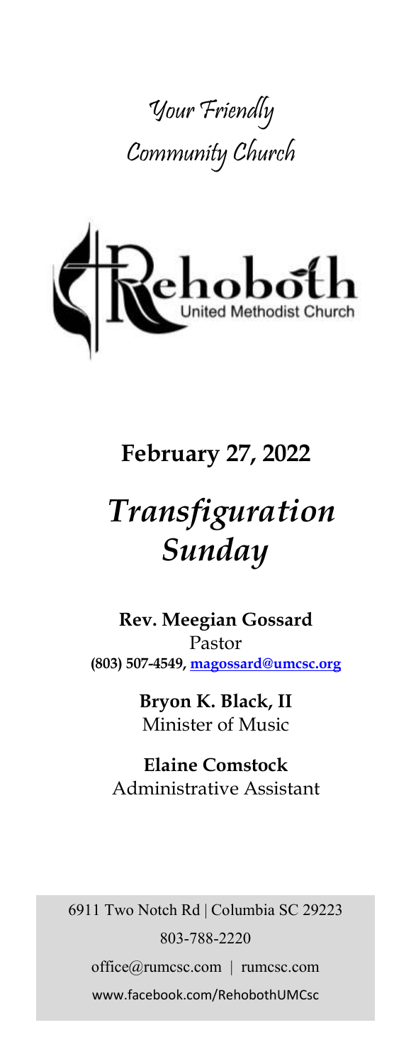*Your Friendly Community Church*

Rehoboth
United Methodist Church

## February 27, 2022

# *Transfiguration Sunday*

**Rev. Meegian Gossard**
Pastor
**(803) 507-4549, magossard@umcsc.org**

**Bryon K. Black, II**
Minister of Music

**Elaine Comstock**
Administrative Assistant

6911 Two Notch Rd | Columbia SC 29223
803-788-2220
office@rumcsc.com | rumcsc.com
www.facebook.com/RehobothUMCsc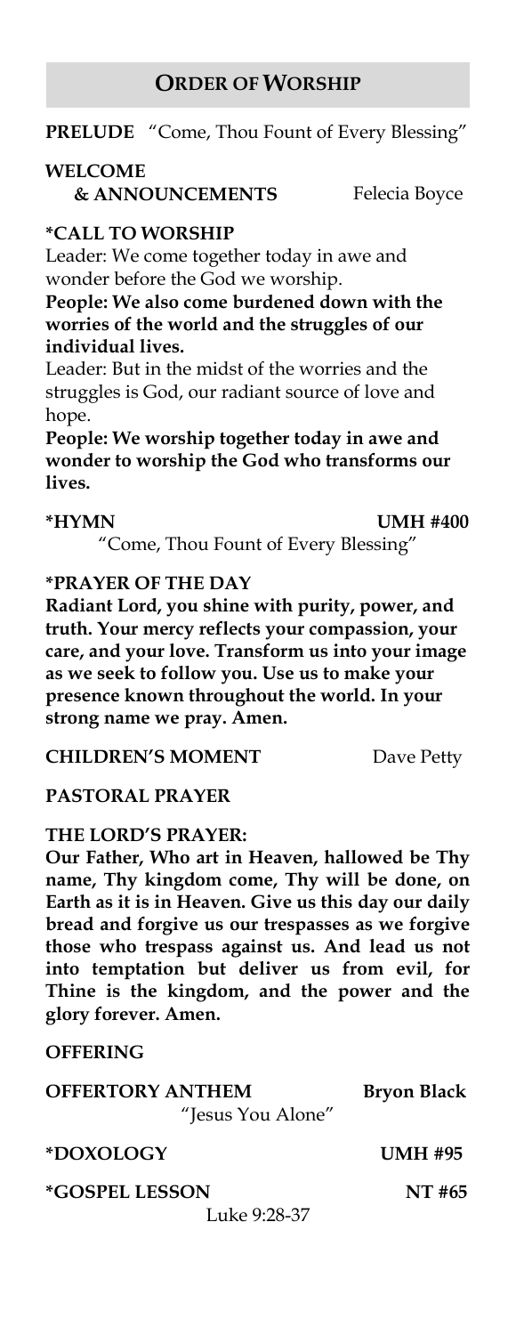## Order of Worship

**PRELUDE** "Come, Thou Fount of Every Blessing"

**WELCOME & ANNOUNCEMENTS** Felecia Boyce

**\*CALL TO WORSHIP**

Leader: We come together today in awe and wonder before the God we worship.

**People: We also come burdened down with the worries of the world and the struggles of our individual lives.**

Leader: But in the midst of the worries and the struggles is God, our radiant source of love and hope.

**People: We worship together today in awe and wonder to worship the God who transforms our lives.**

**\*HYMN** **UMH #400**

"Come, Thou Fount of Every Blessing"

**\*PRAYER OF THE DAY**

**Radiant Lord, you shine with purity, power, and truth. Your mercy reflects your compassion, your care, and your love. Transform us into your image as we seek to follow you. Use us to make your presence known throughout the world. In your strong name we pray. Amen.**

**CHILDREN'S MOMENT** Dave Petty

**PASTORAL PRAYER**

**THE LORD'S PRAYER:**

**Our Father, Who art in Heaven, hallowed be Thy name, Thy kingdom come, Thy will be done, on Earth as it is in Heaven. Give us this day our daily bread and forgive us our trespasses as we forgive those who trespass against us. And lead us not into temptation but deliver us from evil, for Thine is the kingdom, and the power and the glory forever. Amen.**

**OFFERING**

**OFFERTORY ANTHEM** **Bryon Black**

"Jesus You Alone"

**\*DOXOLOGY** **UMH #95**

**\*GOSPEL LESSON** **NT #65**

Luke 9:28-37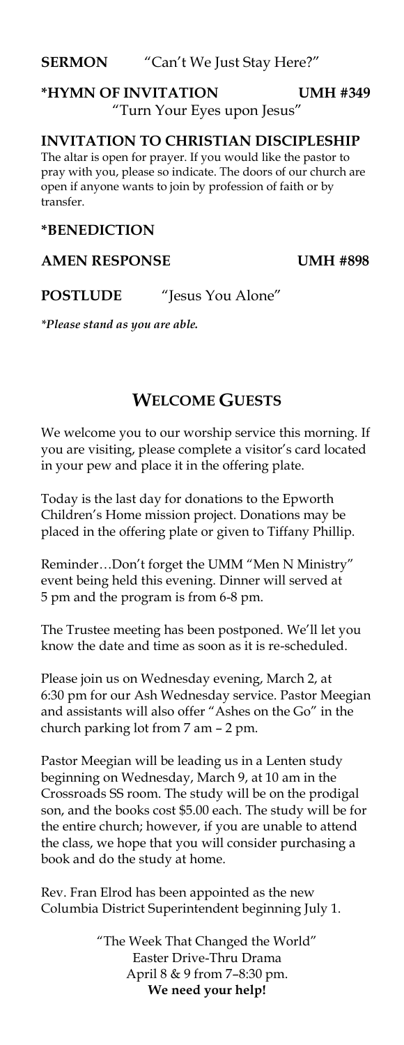**SERMON** "Can't We Just Stay Here?"

**\*HYMN OF INVITATION UMH #349**
"Turn Your Eyes upon Jesus"

**INVITATION TO CHRISTIAN DISCIPLESHIP**
The altar is open for prayer. If you would like the pastor to pray with you, please so indicate. The doors of our church are open if anyone wants to join by profession of faith or by transfer.

**\*BENEDICTION**

**AMEN RESPONSE UMH #898**

**POSTLUDE** "Jesus You Alone"

*\*Please stand as you are able.*

## WELCOME GUESTS

We welcome you to our worship service this morning. If you are visiting, please complete a visitor's card located in your pew and place it in the offering plate.

Today is the last day for donations to the Epworth Children's Home mission project. Donations may be placed in the offering plate or given to Tiffany Phillip.

Reminder…Don't forget the UMM "Men N Ministry" event being held this evening. Dinner will served at 5 pm and the program is from 6-8 pm.

The Trustee meeting has been postponed. We'll let you know the date and time as soon as it is re-scheduled.

Please join us on Wednesday evening, March 2, at 6:30 pm for our Ash Wednesday service. Pastor Meegian and assistants will also offer "Ashes on the Go" in the church parking lot from 7 am – 2 pm.

Pastor Meegian will be leading us in a Lenten study beginning on Wednesday, March 9, at 10 am in the Crossroads SS room. The study will be on the prodigal son, and the books cost $5.00 each. The study will be for the entire church; however, if you are unable to attend the class, we hope that you will consider purchasing a book and do the study at home.

Rev. Fran Elrod has been appointed as the new Columbia District Superintendent beginning July 1.

"The Week That Changed the World"
Easter Drive-Thru Drama
April 8 & 9 from 7–8:30 pm.
**We need your help!**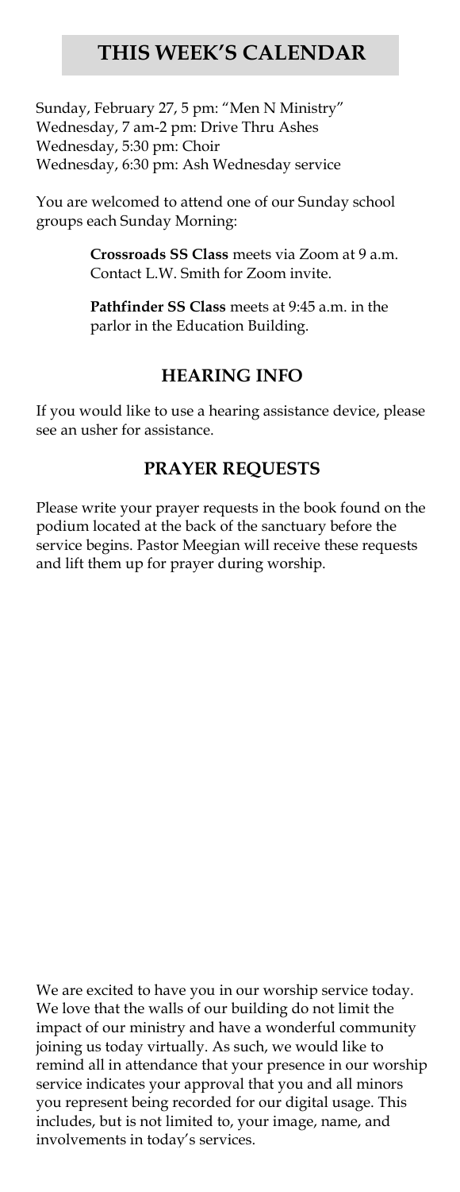## THIS WEEK'S CALENDAR

Sunday, February 27, 5 pm: "Men N Ministry"
Wednesday, 7 am-2 pm: Drive Thru Ashes
Wednesday, 5:30 pm: Choir
Wednesday, 6:30 pm: Ash Wednesday service

You are welcomed to attend one of our Sunday school groups each Sunday Morning:

**Crossroads SS Class** meets via Zoom at 9 a.m. Contact L.W. Smith for Zoom invite.

**Pathfinder SS Class** meets at 9:45 a.m. in the parlor in the Education Building.

## HEARING INFO

If you would like to use a hearing assistance device, please see an usher for assistance.

## PRAYER REQUESTS

Please write your prayer requests in the book found on the podium located at the back of the sanctuary before the service begins. Pastor Meegian will receive these requests and lift them up for prayer during worship.

We are excited to have you in our worship service today. We love that the walls of our building do not limit the impact of our ministry and have a wonderful community joining us today virtually. As such, we would like to remind all in attendance that your presence in our worship service indicates your approval that you and all minors you represent being recorded for our digital usage. This includes, but is not limited to, your image, name, and involvements in today's services.